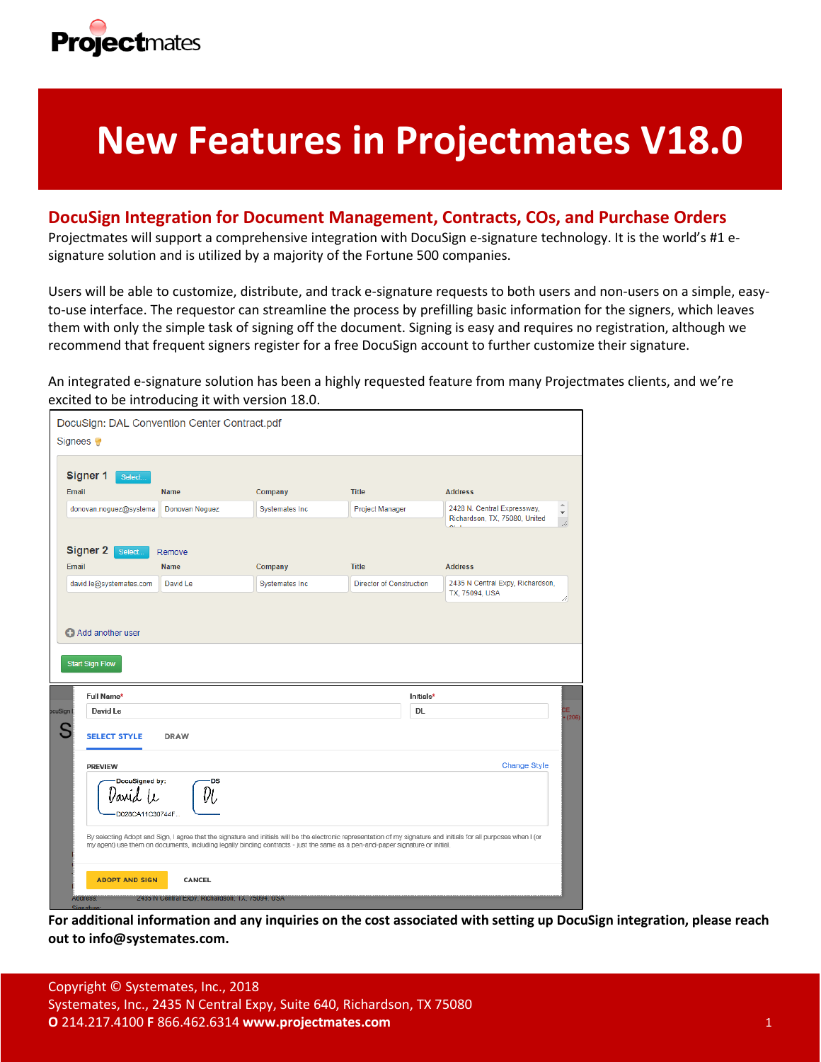Projectmates

# New Features in Projectmates V18.0

## DocuSign Integration for Document Management, Contracts, COs, and Purchase Orders

Projectmates will support a comprehensive integration with DocuSign e-signature technology. It is the world's #1 e-signature solution and is utilized by a majority of the Fortune 500 companies.

Users will be able to customize, distribute, and track e-signature requests to both users and non-users on a simple, easy-to-use interface. The requestor can streamline the process by prefilling basic information for the signers, which leaves them with only the simple task of signing off the document. Signing is easy and requires no registration, although we recommend that frequent signers register for a free DocuSign account to further customize their signature.

An integrated e-signature solution has been a highly requested feature from many Projectmates clients, and we're excited to be introducing it with version 18.0.

**For additional information and any inquiries on the cost associated with setting up DocuSign integration, please reach out to info@systemates.com.**

Copyright © Systemates, Inc., 2018
Systemates, Inc., 2435 N Central Expy, Suite 640, Richardson, TX 75080
**O** 214.217.4100 **F** 866.462.6314 **www.projectmates.com**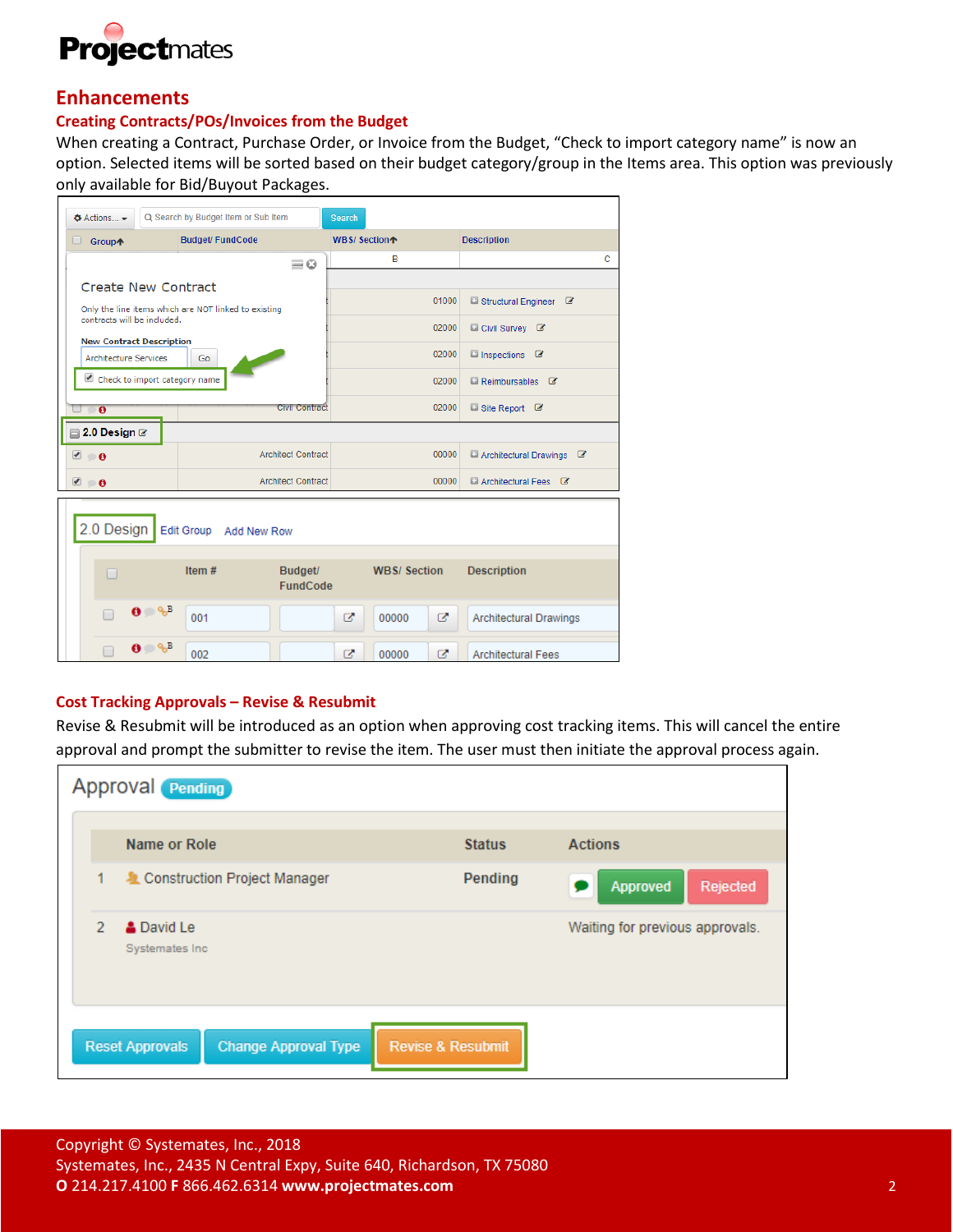# Enhancements

## Creating Contracts/POs/Invoices from the Budget

When creating a Contract, Purchase Order, or Invoice from the Budget, "Check to import category name" is now an option. Selected items will be sorted based on their budget category/group in the Items area. This option was previously only available for Bid/Buyout Packages.

## Cost Tracking Approvals – Revise & Resubmit

Revise & Resubmit will be introduced as an option when approving cost tracking items. This will cancel the entire approval and prompt the submitter to revise the item. The user must then initiate the approval process again.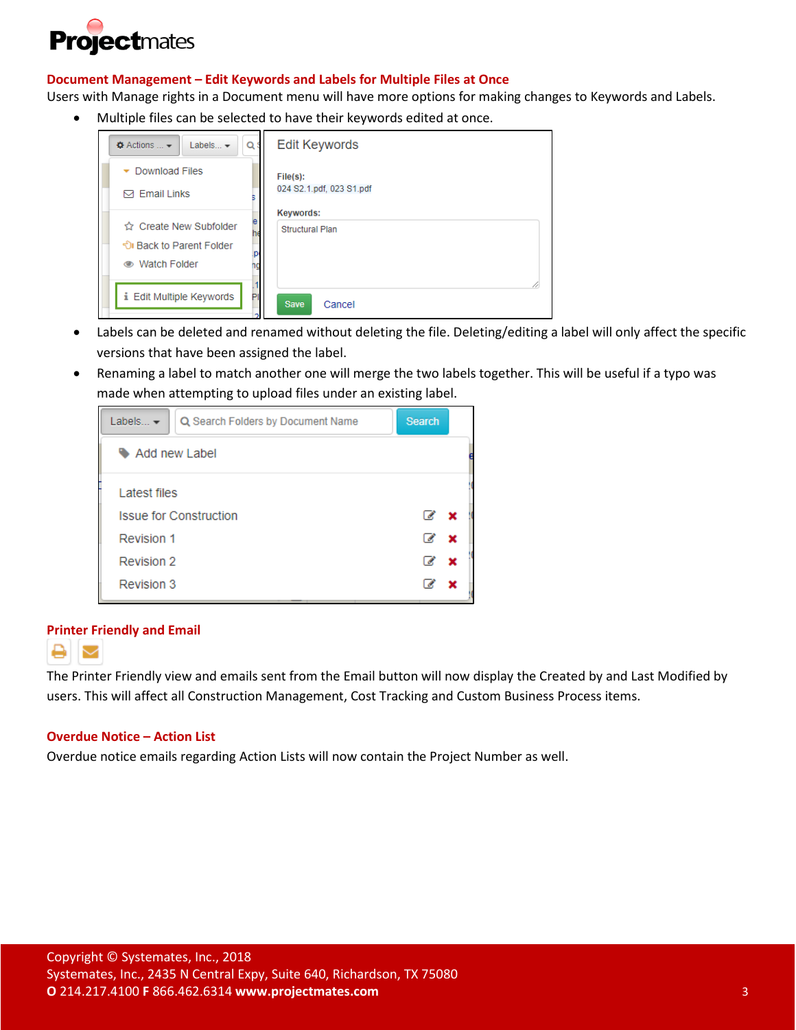## Document Management – Edit Keywords and Labels for Multiple Files at Once

Users with Manage rights in a Document menu will have more options for making changes to Keywords and Labels.

- Multiple files can be selected to have their keywords edited at once.
- Labels can be deleted and renamed without deleting the file. Deleting/editing a label will only affect the specific versions that have been assigned the label.
- Renaming a label to match another one will merge the two labels together. This will be useful if a typo was made when attempting to upload files under an existing label.

## Printer Friendly and Email

The Printer Friendly view and emails sent from the Email button will now display the Created by and Last Modified by users. This will affect all Construction Management, Cost Tracking and Custom Business Process items.

## Overdue Notice – Action List

Overdue notice emails regarding Action Lists will now contain the Project Number as well.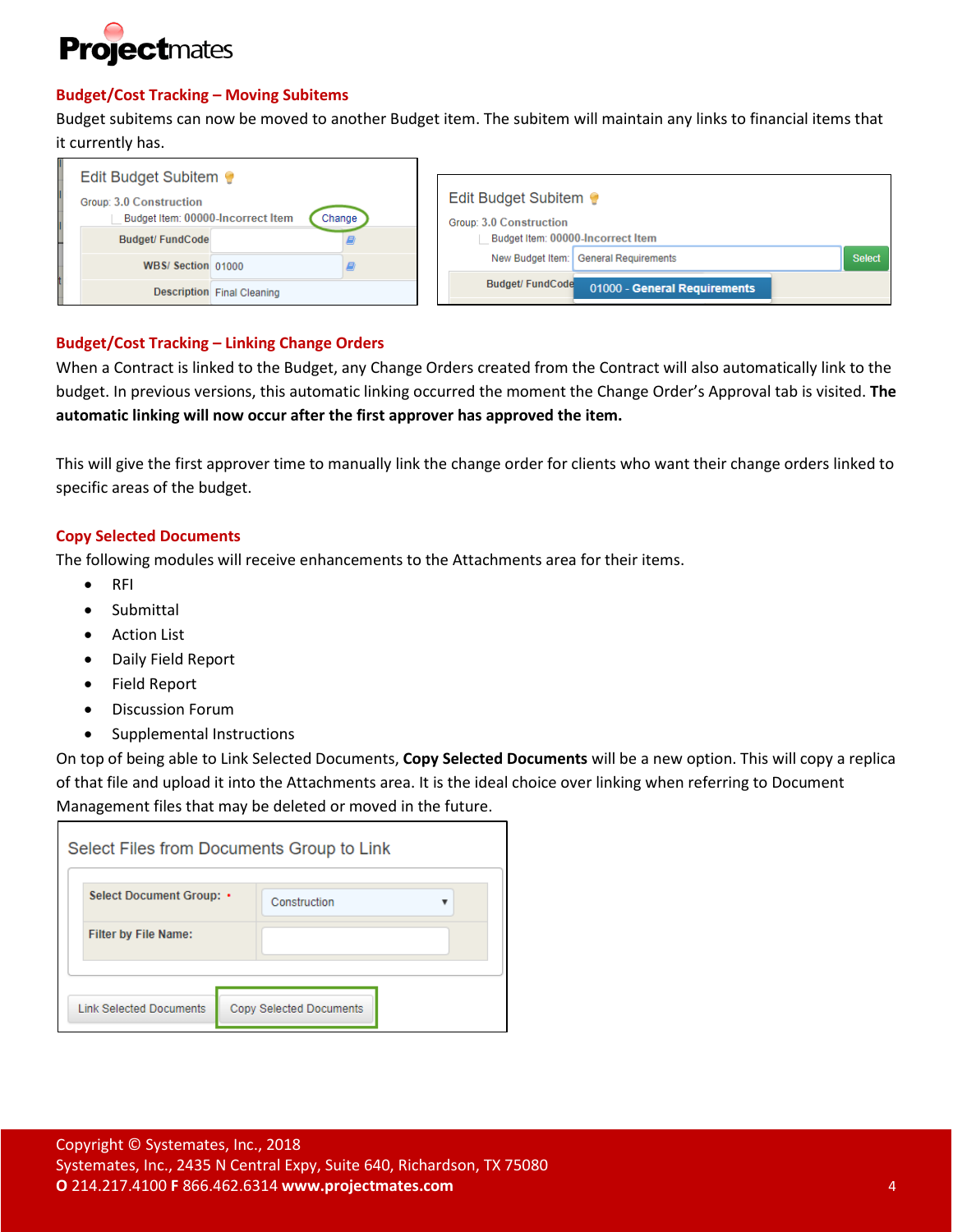## Budget/Cost Tracking – Moving Subitems

Budget subitems can now be moved to another Budget item. The subitem will maintain any links to financial items that it currently has.

## Budget/Cost Tracking – Linking Change Orders

When a Contract is linked to the Budget, any Change Orders created from the Contract will also automatically link to the budget. In previous versions, this automatic linking occurred the moment the Change Order's Approval tab is visited. **The automatic linking will now occur after the first approver has approved the item.**

This will give the first approver time to manually link the change order for clients who want their change orders linked to specific areas of the budget.

## Copy Selected Documents

The following modules will receive enhancements to the Attachments area for their items.

- RFI
- Submittal
- Action List
- Daily Field Report
- Field Report
- Discussion Forum
- Supplemental Instructions

On top of being able to Link Selected Documents, **Copy Selected Documents** will be a new option. This will copy a replica of that file and upload it into the Attachments area. It is the ideal choice over linking when referring to Document Management files that may be deleted or moved in the future.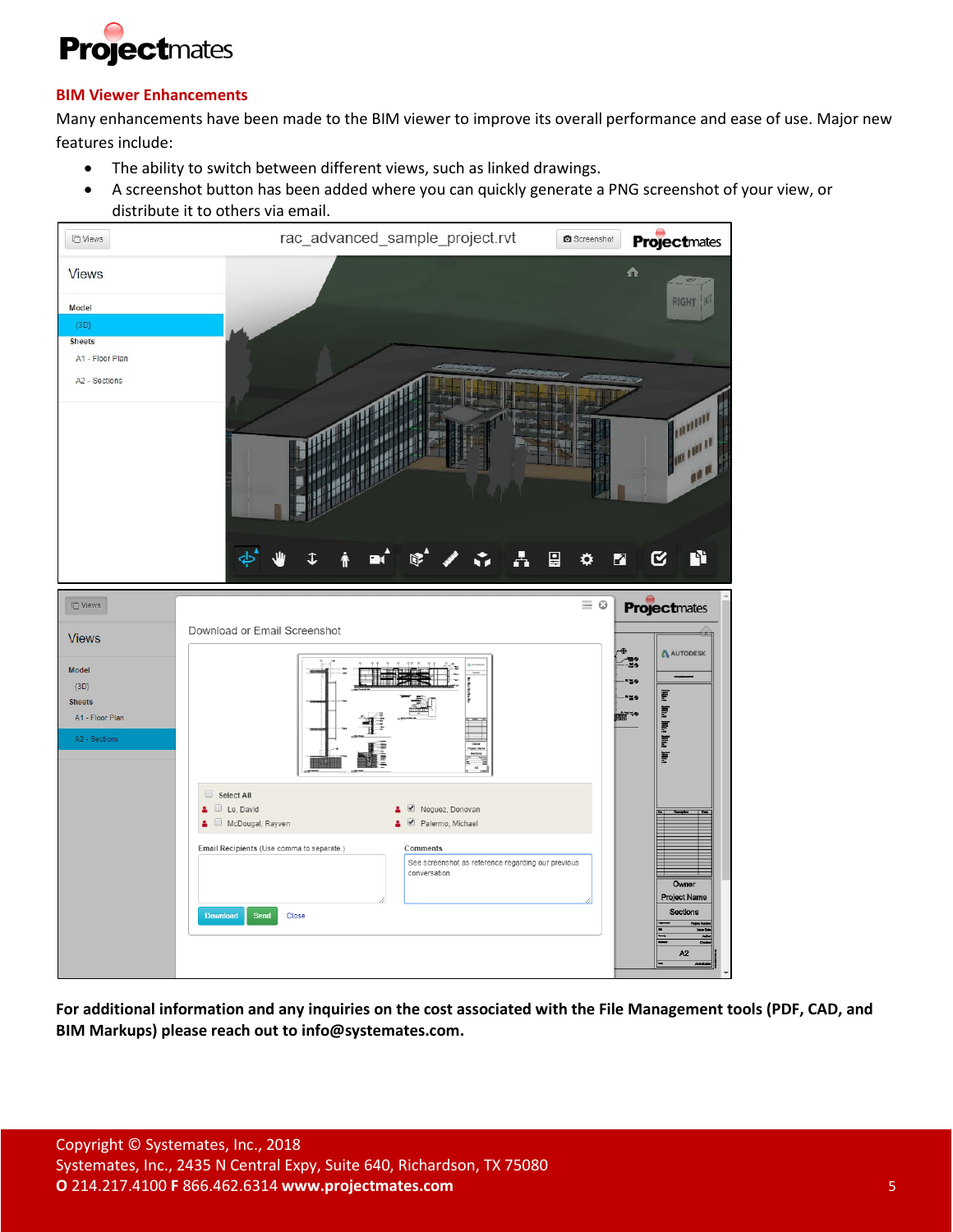## BIM Viewer Enhancements

Many enhancements have been made to the BIM viewer to improve its overall performance and ease of use. Major new features include:

- The ability to switch between different views, such as linked drawings.
- A screenshot button has been added where you can quickly generate a PNG screenshot of your view, or distribute it to others via email.

**For additional information and any inquiries on the cost associated with the File Management tools (PDF, CAD, and BIM Markups) please reach out to info@systemates.com.**

Copyright © Systemates, Inc., 2018
Systemates, Inc., 2435 N Central Expy, Suite 640, Richardson, TX 75080
**O** 214.217.4100 **F** 866.462.6314 **www.projectmates.com**